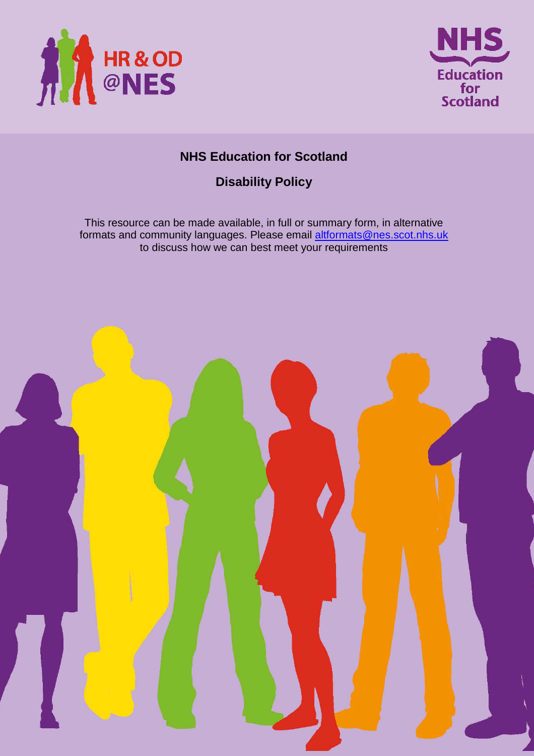# NHS Education for Scotland

## Disability Policy

This resource can be made available, in full or summary form, in alternative formats and community languages. Please email altformats@nes.scot.nhs.uk to discuss how we can best meet your requirements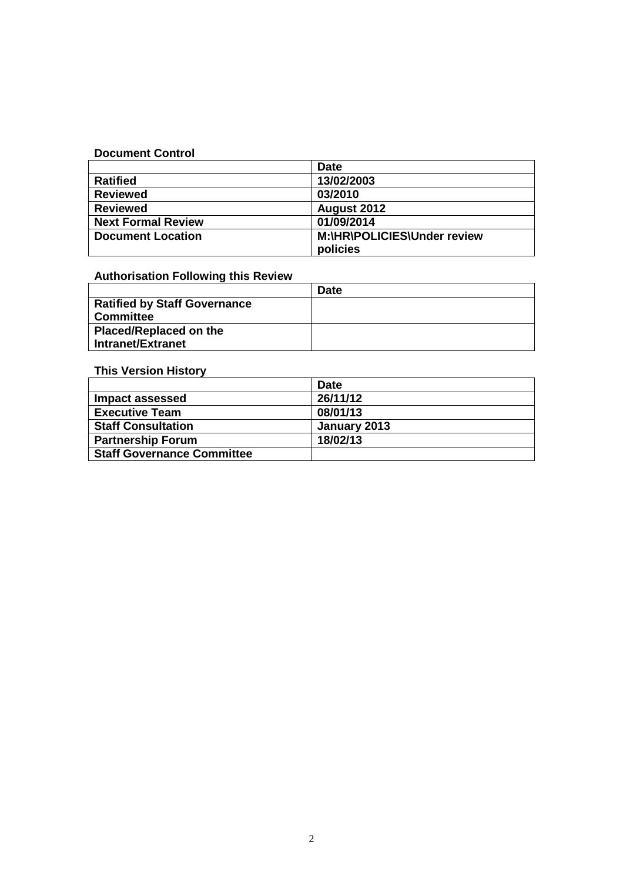**Document Control**

| | Date |
|---|---|
| **Ratified** | **13/02/2003** |
| **Reviewed** | **03/2010** |
| **Reviewed** | **August 2012** |
| **Next Formal Review** | **01/09/2014** |
| **Document Location** | **M:\HR\POLICIES\Under review policies** |

**Authorisation Following this Review**

| | Date |
|---|---|
| **Ratified by Staff Governance Committee** | |
| **Placed/Replaced on the Intranet/Extranet** | |

**This Version History**

| | Date |
|---|---|
| **Impact assessed** | **26/11/12** |
| **Executive Team** | **08/01/13** |
| **Staff Consultation** | **January 2013** |
| **Partnership Forum** | **18/02/13** |
| **Staff Governance Committee** | |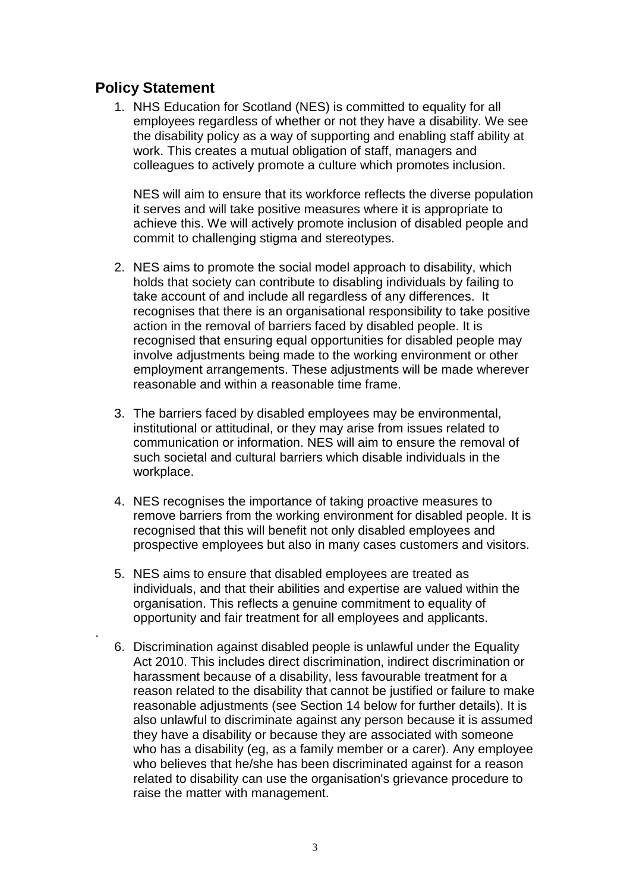## Policy Statement

1. NHS Education for Scotland (NES) is committed to equality for all employees regardless of whether or not they have a disability. We see the disability policy as a way of supporting and enabling staff ability at work. This creates a mutual obligation of staff, managers and colleagues to actively promote a culture which promotes inclusion.

   NES will aim to ensure that its workforce reflects the diverse population it serves and will take positive measures where it is appropriate to achieve this. We will actively promote inclusion of disabled people and commit to challenging stigma and stereotypes.

2. NES aims to promote the social model approach to disability, which holds that society can contribute to disabling individuals by failing to take account of and include all regardless of any differences. It recognises that there is an organisational responsibility to take positive action in the removal of barriers faced by disabled people. It is recognised that ensuring equal opportunities for disabled people may involve adjustments being made to the working environment or other employment arrangements. These adjustments will be made wherever reasonable and within a reasonable time frame.

3. The barriers faced by disabled employees may be environmental, institutional or attitudinal, or they may arise from issues related to communication or information. NES will aim to ensure the removal of such societal and cultural barriers which disable individuals in the workplace.

4. NES recognises the importance of taking proactive measures to remove barriers from the working environment for disabled people. It is recognised that this will benefit not only disabled employees and prospective employees but also in many cases customers and visitors.

5. NES aims to ensure that disabled employees are treated as individuals, and that their abilities and expertise are valued within the organisation. This reflects a genuine commitment to equality of opportunity and fair treatment for all employees and applicants.

6. Discrimination against disabled people is unlawful under the Equality Act 2010. This includes direct discrimination, indirect discrimination or harassment because of a disability, less favourable treatment for a reason related to the disability that cannot be justified or failure to make reasonable adjustments (see Section 14 below for further details). It is also unlawful to discriminate against any person because it is assumed they have a disability or because they are associated with someone who has a disability (eg, as a family member or a carer). Any employee who believes that he/she has been discriminated against for a reason related to disability can use the organisation's grievance procedure to raise the matter with management.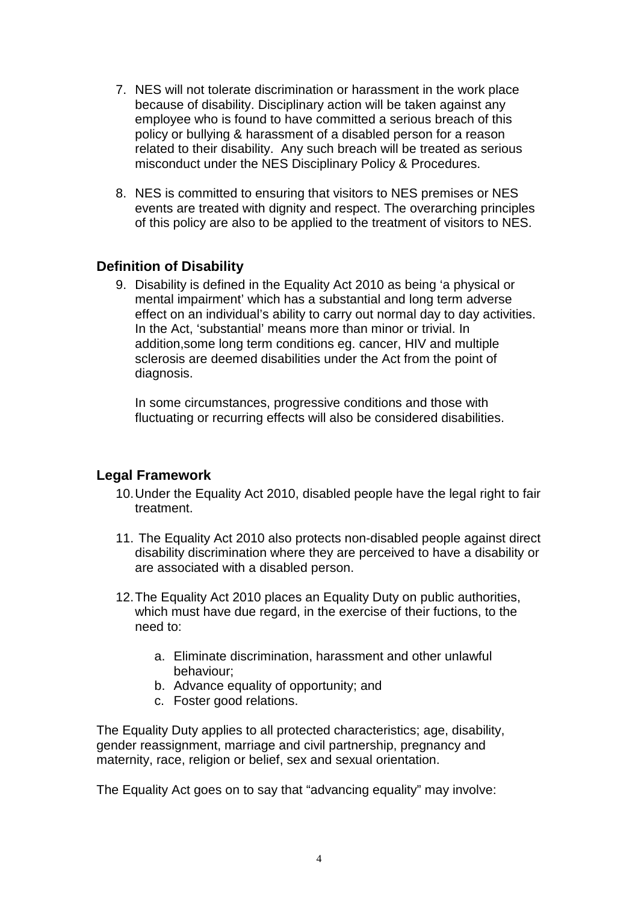7. NES will not tolerate discrimination or harassment in the work place because of disability. Disciplinary action will be taken against any employee who is found to have committed a serious breach of this policy or bullying & harassment of a disabled person for a reason related to their disability. Any such breach will be treated as serious misconduct under the NES Disciplinary Policy & Procedures.

8. NES is committed to ensuring that visitors to NES premises or NES events are treated with dignity and respect. The overarching principles of this policy are also to be applied to the treatment of visitors to NES.

## Definition of Disability

9. Disability is defined in the Equality Act 2010 as being 'a physical or mental impairment' which has a substantial and long term adverse effect on an individual's ability to carry out normal day to day activities. In the Act, 'substantial' means more than minor or trivial. In addition,some long term conditions eg. cancer, HIV and multiple sclerosis are deemed disabilities under the Act from the point of diagnosis.

   In some circumstances, progressive conditions and those with fluctuating or recurring effects will also be considered disabilities.

## Legal Framework

10. Under the Equality Act 2010, disabled people have the legal right to fair treatment.

11. The Equality Act 2010 also protects non-disabled people against direct disability discrimination where they are perceived to have a disability or are associated with a disabled person.

12. The Equality Act 2010 places an Equality Duty on public authorities, which must have due regard, in the exercise of their fuctions, to the need to:

    a. Eliminate discrimination, harassment and other unlawful behaviour;
    b. Advance equality of opportunity; and
    c. Foster good relations.

The Equality Duty applies to all protected characteristics; age, disability, gender reassignment, marriage and civil partnership, pregnancy and maternity, race, religion or belief, sex and sexual orientation.

The Equality Act goes on to say that "advancing equality" may involve: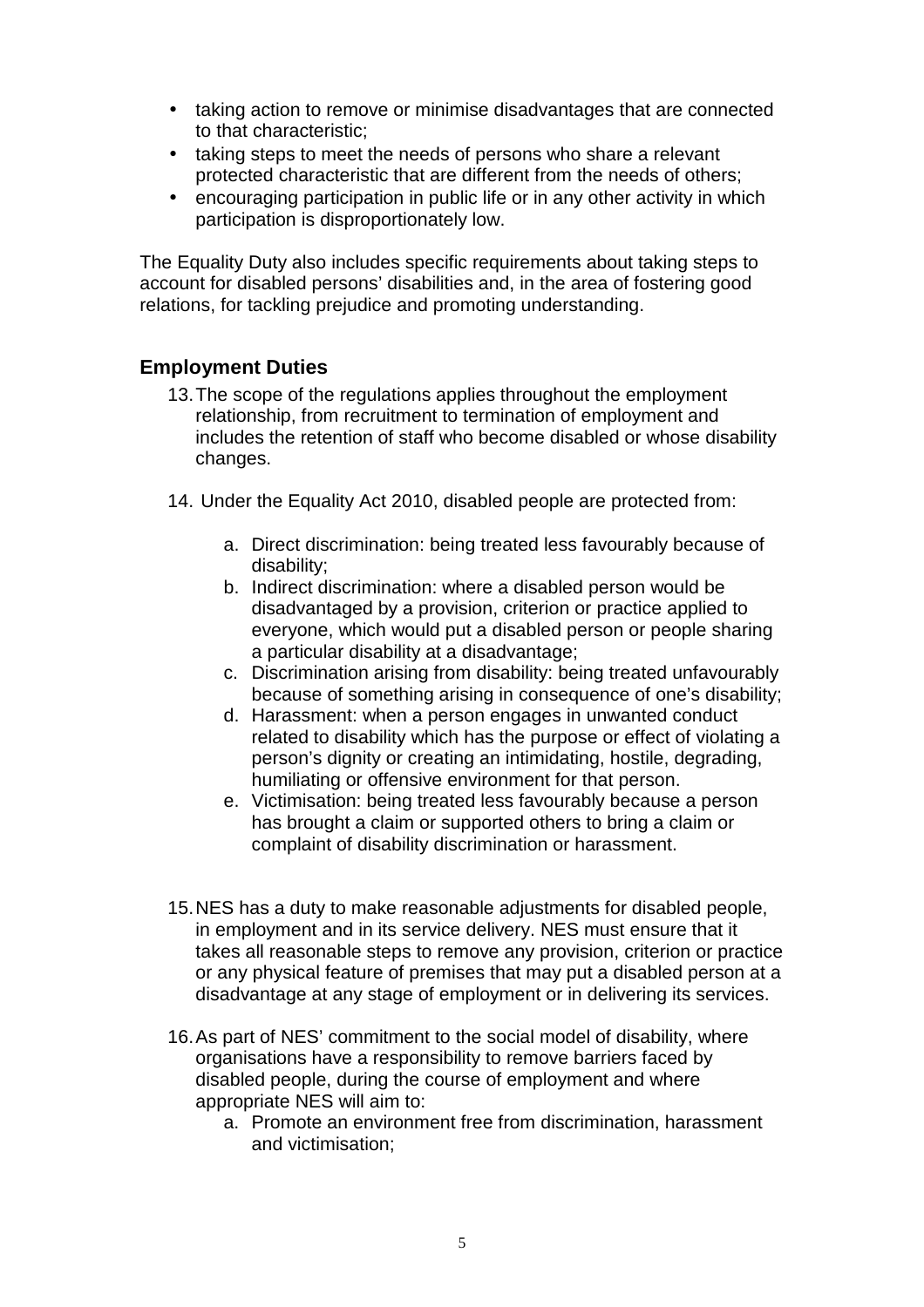- taking action to remove or minimise disadvantages that are connected to that characteristic;
- taking steps to meet the needs of persons who share a relevant protected characteristic that are different from the needs of others;
- encouraging participation in public life or in any other activity in which participation is disproportionately low.

The Equality Duty also includes specific requirements about taking steps to account for disabled persons' disabilities and, in the area of fostering good relations, for tackling prejudice and promoting understanding.

### Employment Duties

13. The scope of the regulations applies throughout the employment relationship, from recruitment to termination of employment and includes the retention of staff who become disabled or whose disability changes.

14. Under the Equality Act 2010, disabled people are protected from:

    a. Direct discrimination: being treated less favourably because of disability;
    b. Indirect discrimination: where a disabled person would be disadvantaged by a provision, criterion or practice applied to everyone, which would put a disabled person or people sharing a particular disability at a disadvantage;
    c. Discrimination arising from disability: being treated unfavourably because of something arising in consequence of one's disability;
    d. Harassment: when a person engages in unwanted conduct related to disability which has the purpose or effect of violating a person's dignity or creating an intimidating, hostile, degrading, humiliating or offensive environment for that person.
    e. Victimisation: being treated less favourably because a person has brought a claim or supported others to bring a claim or complaint of disability discrimination or harassment.

15. NES has a duty to make reasonable adjustments for disabled people, in employment and in its service delivery. NES must ensure that it takes all reasonable steps to remove any provision, criterion or practice or any physical feature of premises that may put a disabled person at a disadvantage at any stage of employment or in delivering its services.

16. As part of NES' commitment to the social model of disability, where organisations have a responsibility to remove barriers faced by disabled people, during the course of employment and where appropriate NES will aim to:
    a. Promote an environment free from discrimination, harassment and victimisation;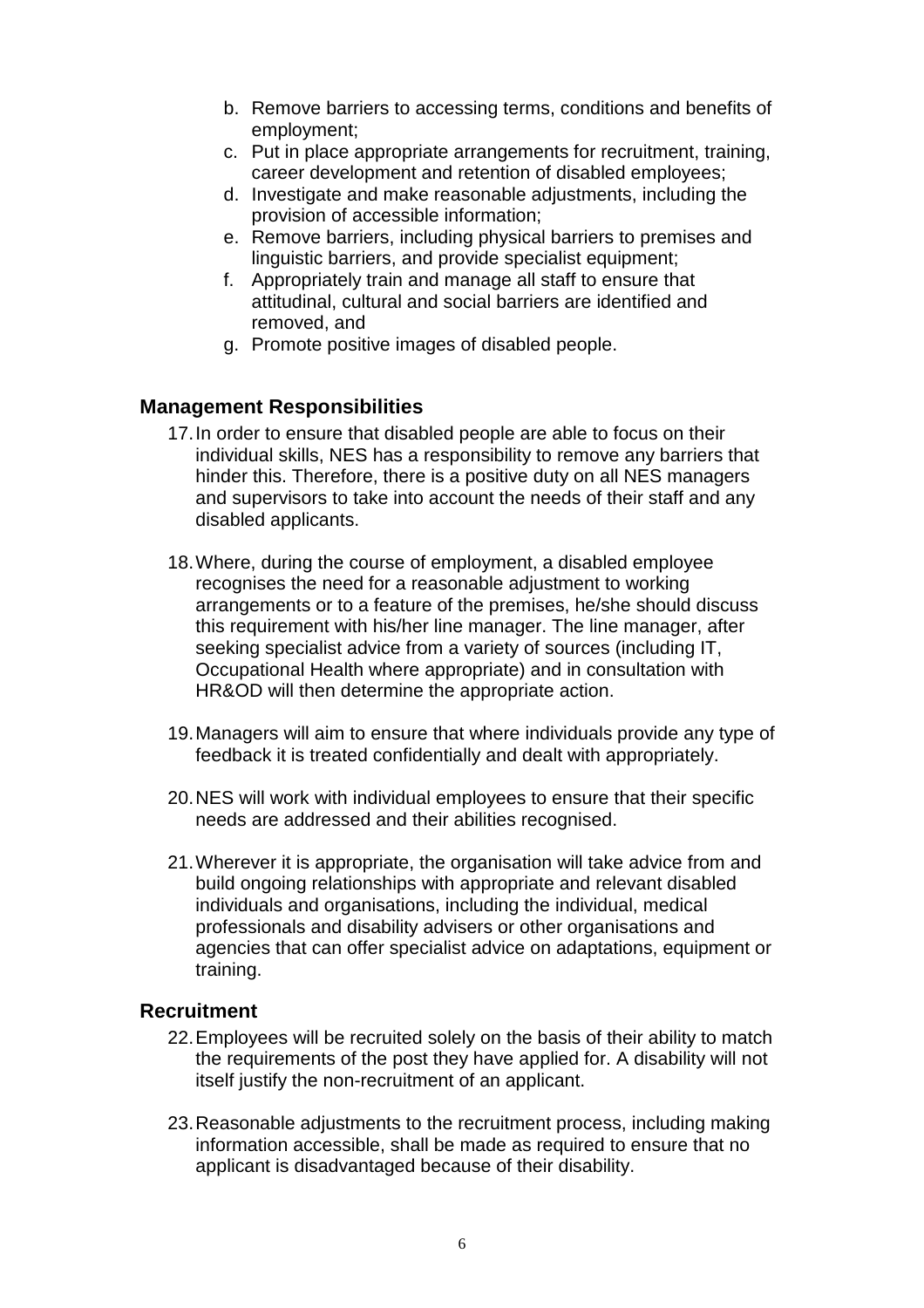b. Remove barriers to accessing terms, conditions and benefits of employment;
c. Put in place appropriate arrangements for recruitment, training, career development and retention of disabled employees;
d. Investigate and make reasonable adjustments, including the provision of accessible information;
e. Remove barriers, including physical barriers to premises and linguistic barriers, and provide specialist equipment;
f. Appropriately train and manage all staff to ensure that attitudinal, cultural and social barriers are identified and removed, and
g. Promote positive images of disabled people.

## Management Responsibilities

17. In order to ensure that disabled people are able to focus on their individual skills, NES has a responsibility to remove any barriers that hinder this. Therefore, there is a positive duty on all NES managers and supervisors to take into account the needs of their staff and any disabled applicants.

18. Where, during the course of employment, a disabled employee recognises the need for a reasonable adjustment to working arrangements or to a feature of the premises, he/she should discuss this requirement with his/her line manager. The line manager, after seeking specialist advice from a variety of sources (including IT, Occupational Health where appropriate) and in consultation with HR&OD will then determine the appropriate action.

19. Managers will aim to ensure that where individuals provide any type of feedback it is treated confidentially and dealt with appropriately.

20. NES will work with individual employees to ensure that their specific needs are addressed and their abilities recognised.

21. Wherever it is appropriate, the organisation will take advice from and build ongoing relationships with appropriate and relevant disabled individuals and organisations, including the individual, medical professionals and disability advisers or other organisations and agencies that can offer specialist advice on adaptations, equipment or training.

## Recruitment

22. Employees will be recruited solely on the basis of their ability to match the requirements of the post they have applied for. A disability will not itself justify the non-recruitment of an applicant.

23. Reasonable adjustments to the recruitment process, including making information accessible, shall be made as required to ensure that no applicant is disadvantaged because of their disability.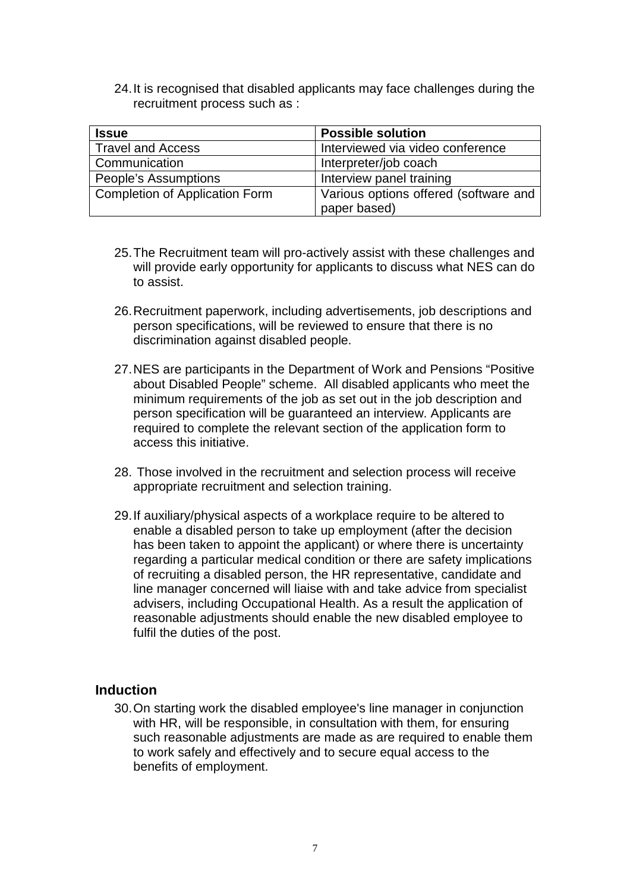24. It is recognised that disabled applicants may face challenges during the recruitment process such as :

| **Issue** | **Possible solution** |
| --- | --- |
| Travel and Access | Interviewed via video conference |
| Communication | Interpreter/job coach |
| People's Assumptions | Interview panel training |
| Completion of Application Form | Various options offered (software and paper based) |

25. The Recruitment team will pro-actively assist with these challenges and will provide early opportunity for applicants to discuss what NES can do to assist.

26. Recruitment paperwork, including advertisements, job descriptions and person specifications, will be reviewed to ensure that there is no discrimination against disabled people.

27. NES are participants in the Department of Work and Pensions "Positive about Disabled People" scheme. All disabled applicants who meet the minimum requirements of the job as set out in the job description and person specification will be guaranteed an interview. Applicants are required to complete the relevant section of the application form to access this initiative.

28. Those involved in the recruitment and selection process will receive appropriate recruitment and selection training.

29. If auxiliary/physical aspects of a workplace require to be altered to enable a disabled person to take up employment (after the decision has been taken to appoint the applicant) or where there is uncertainty regarding a particular medical condition or there are safety implications of recruiting a disabled person, the HR representative, candidate and line manager concerned will liaise with and take advice from specialist advisers, including Occupational Health. As a result the application of reasonable adjustments should enable the new disabled employee to fulfil the duties of the post.

## Induction

30. On starting work the disabled employee's line manager in conjunction with HR, will be responsible, in consultation with them, for ensuring such reasonable adjustments are made as are required to enable them to work safely and effectively and to secure equal access to the benefits of employment.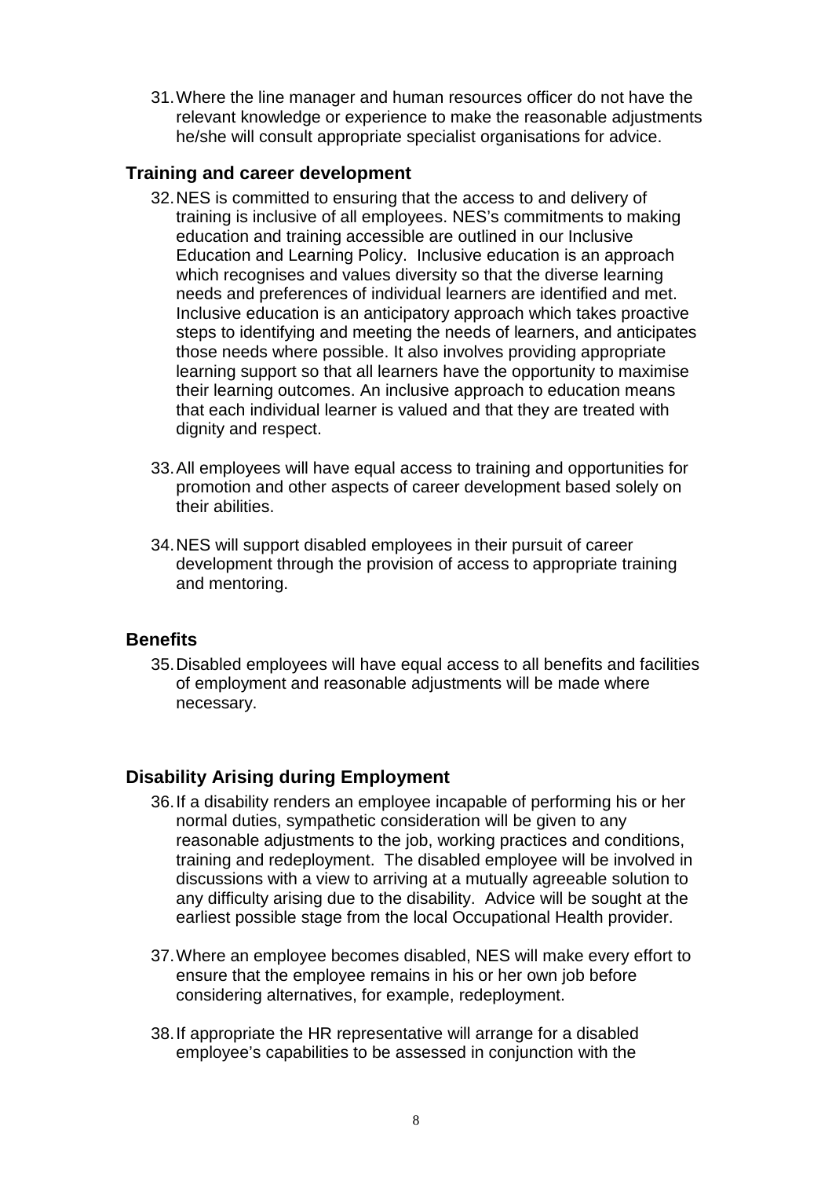31. Where the line manager and human resources officer do not have the relevant knowledge or experience to make the reasonable adjustments he/she will consult appropriate specialist organisations for advice.

## Training and career development

32. NES is committed to ensuring that the access to and delivery of training is inclusive of all employees. NES's commitments to making education and training accessible are outlined in our Inclusive Education and Learning Policy. Inclusive education is an approach which recognises and values diversity so that the diverse learning needs and preferences of individual learners are identified and met. Inclusive education is an anticipatory approach which takes proactive steps to identifying and meeting the needs of learners, and anticipates those needs where possible. It also involves providing appropriate learning support so that all learners have the opportunity to maximise their learning outcomes. An inclusive approach to education means that each individual learner is valued and that they are treated with dignity and respect.

33. All employees will have equal access to training and opportunities for promotion and other aspects of career development based solely on their abilities.

34. NES will support disabled employees in their pursuit of career development through the provision of access to appropriate training and mentoring.

## Benefits

35. Disabled employees will have equal access to all benefits and facilities of employment and reasonable adjustments will be made where necessary.

## Disability Arising during Employment

36. If a disability renders an employee incapable of performing his or her normal duties, sympathetic consideration will be given to any reasonable adjustments to the job, working practices and conditions, training and redeployment. The disabled employee will be involved in discussions with a view to arriving at a mutually agreeable solution to any difficulty arising due to the disability. Advice will be sought at the earliest possible stage from the local Occupational Health provider.

37. Where an employee becomes disabled, NES will make every effort to ensure that the employee remains in his or her own job before considering alternatives, for example, redeployment.

38. If appropriate the HR representative will arrange for a disabled employee's capabilities to be assessed in conjunction with the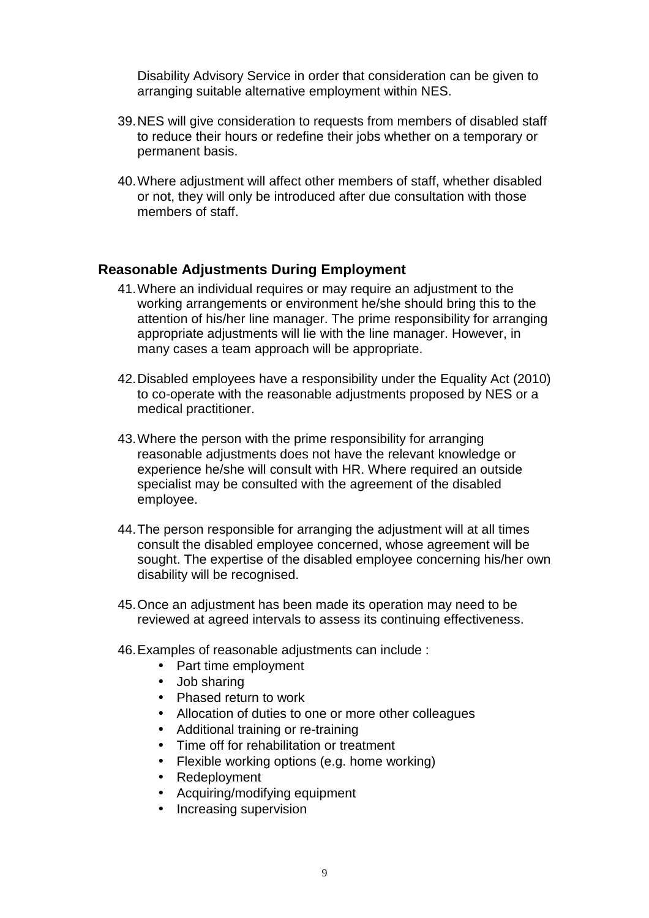Disability Advisory Service in order that consideration can be given to arranging suitable alternative employment within NES.

39. NES will give consideration to requests from members of disabled staff to reduce their hours or redefine their jobs whether on a temporary or permanent basis.

40. Where adjustment will affect other members of staff, whether disabled or not, they will only be introduced after due consultation with those members of staff.

## Reasonable Adjustments During Employment

41. Where an individual requires or may require an adjustment to the working arrangements or environment he/she should bring this to the attention of his/her line manager. The prime responsibility for arranging appropriate adjustments will lie with the line manager. However, in many cases a team approach will be appropriate.

42. Disabled employees have a responsibility under the Equality Act (2010) to co-operate with the reasonable adjustments proposed by NES or a medical practitioner.

43. Where the person with the prime responsibility for arranging reasonable adjustments does not have the relevant knowledge or experience he/she will consult with HR. Where required an outside specialist may be consulted with the agreement of the disabled employee.

44. The person responsible for arranging the adjustment will at all times consult the disabled employee concerned, whose agreement will be sought. The expertise of the disabled employee concerning his/her own disability will be recognised.

45. Once an adjustment has been made its operation may need to be reviewed at agreed intervals to assess its continuing effectiveness.

46. Examples of reasonable adjustments can include :
    - Part time employment
    - Job sharing
    - Phased return to work
    - Allocation of duties to one or more other colleagues
    - Additional training or re-training
    - Time off for rehabilitation or treatment
    - Flexible working options (e.g. home working)
    - Redeployment
    - Acquiring/modifying equipment
    - Increasing supervision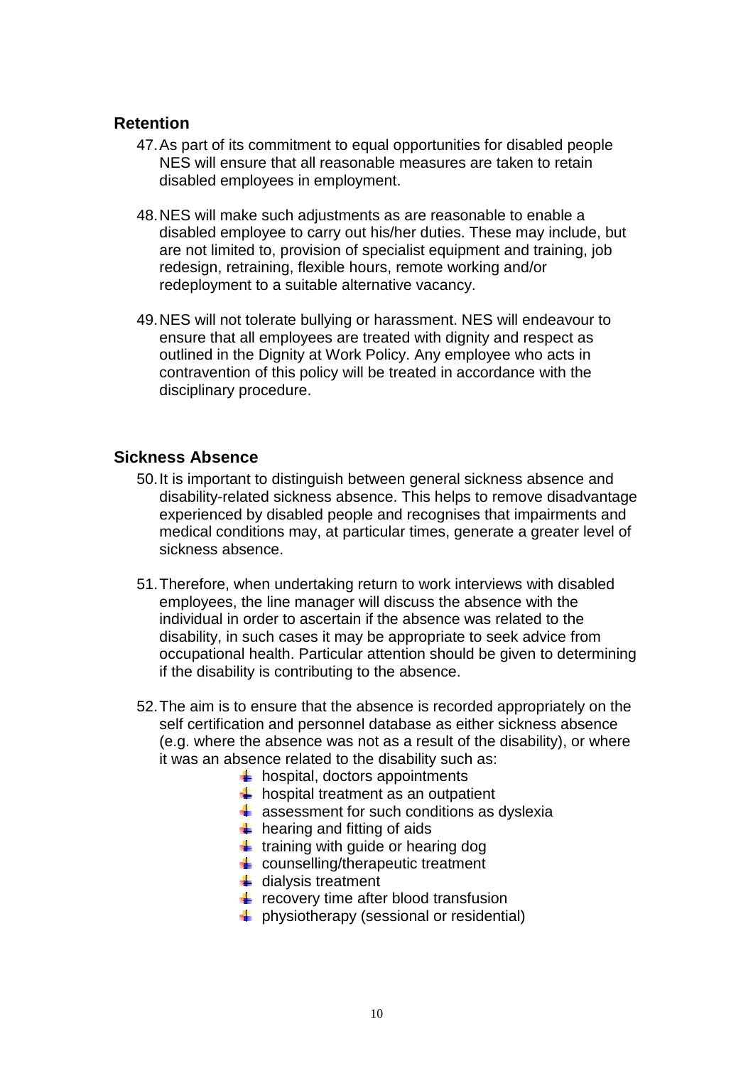## Retention

47. As part of its commitment to equal opportunities for disabled people NES will ensure that all reasonable measures are taken to retain disabled employees in employment.

48. NES will make such adjustments as are reasonable to enable a disabled employee to carry out his/her duties. These may include, but are not limited to, provision of specialist equipment and training, job redesign, retraining, flexible hours, remote working and/or redeployment to a suitable alternative vacancy.

49. NES will not tolerate bullying or harassment. NES will endeavour to ensure that all employees are treated with dignity and respect as outlined in the Dignity at Work Policy. Any employee who acts in contravention of this policy will be treated in accordance with the disciplinary procedure.

## Sickness Absence

50. It is important to distinguish between general sickness absence and disability-related sickness absence. This helps to remove disadvantage experienced by disabled people and recognises that impairments and medical conditions may, at particular times, generate a greater level of sickness absence.

51. Therefore, when undertaking return to work interviews with disabled employees, the line manager will discuss the absence with the individual in order to ascertain if the absence was related to the disability, in such cases it may be appropriate to seek advice from occupational health. Particular attention should be given to determining if the disability is contributing to the absence.

52. The aim is to ensure that the absence is recorded appropriately on the self certification and personnel database as either sickness absence (e.g. where the absence was not as a result of the disability), or where it was an absence related to the disability such as:
    - hospital, doctors appointments
    - hospital treatment as an outpatient
    - assessment for such conditions as dyslexia
    - hearing and fitting of aids
    - training with guide or hearing dog
    - counselling/therapeutic treatment
    - dialysis treatment
    - recovery time after blood transfusion
    - physiotherapy (sessional or residential)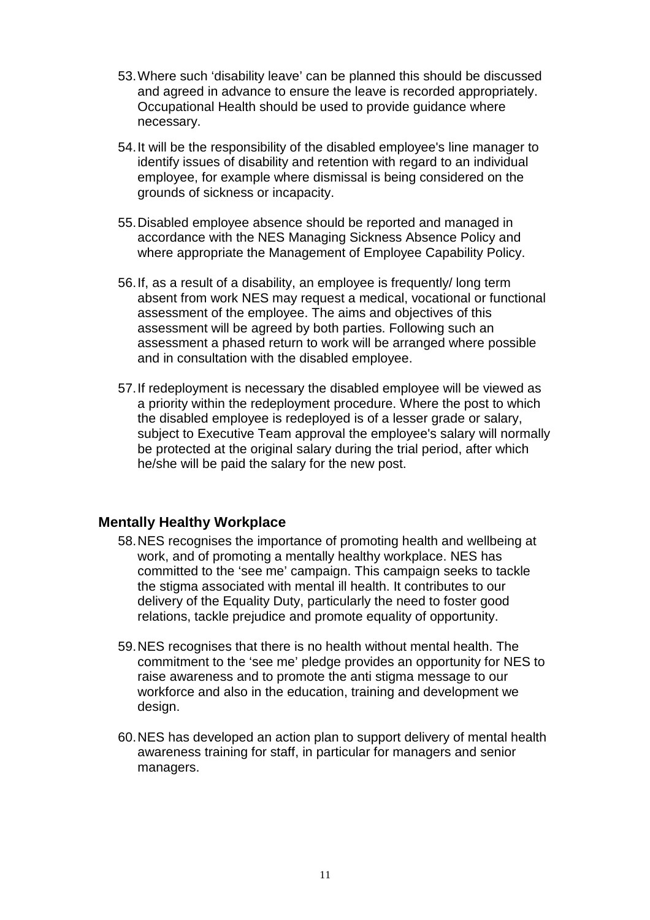53. Where such 'disability leave' can be planned this should be discussed and agreed in advance to ensure the leave is recorded appropriately. Occupational Health should be used to provide guidance where necessary.

54. It will be the responsibility of the disabled employee's line manager to identify issues of disability and retention with regard to an individual employee, for example where dismissal is being considered on the grounds of sickness or incapacity.

55. Disabled employee absence should be reported and managed in accordance with the NES Managing Sickness Absence Policy and where appropriate the Management of Employee Capability Policy.

56. If, as a result of a disability, an employee is frequently/ long term absent from work NES may request a medical, vocational or functional assessment of the employee. The aims and objectives of this assessment will be agreed by both parties. Following such an assessment a phased return to work will be arranged where possible and in consultation with the disabled employee.

57. If redeployment is necessary the disabled employee will be viewed as a priority within the redeployment procedure. Where the post to which the disabled employee is redeployed is of a lesser grade or salary, subject to Executive Team approval the employee's salary will normally be protected at the original salary during the trial period, after which he/she will be paid the salary for the new post.

## Mentally Healthy Workplace

58. NES recognises the importance of promoting health and wellbeing at work, and of promoting a mentally healthy workplace. NES has committed to the 'see me' campaign. This campaign seeks to tackle the stigma associated with mental ill health. It contributes to our delivery of the Equality Duty, particularly the need to foster good relations, tackle prejudice and promote equality of opportunity.

59. NES recognises that there is no health without mental health. The commitment to the 'see me' pledge provides an opportunity for NES to raise awareness and to promote the anti stigma message to our workforce and also in the education, training and development we design.

60. NES has developed an action plan to support delivery of mental health awareness training for staff, in particular for managers and senior managers.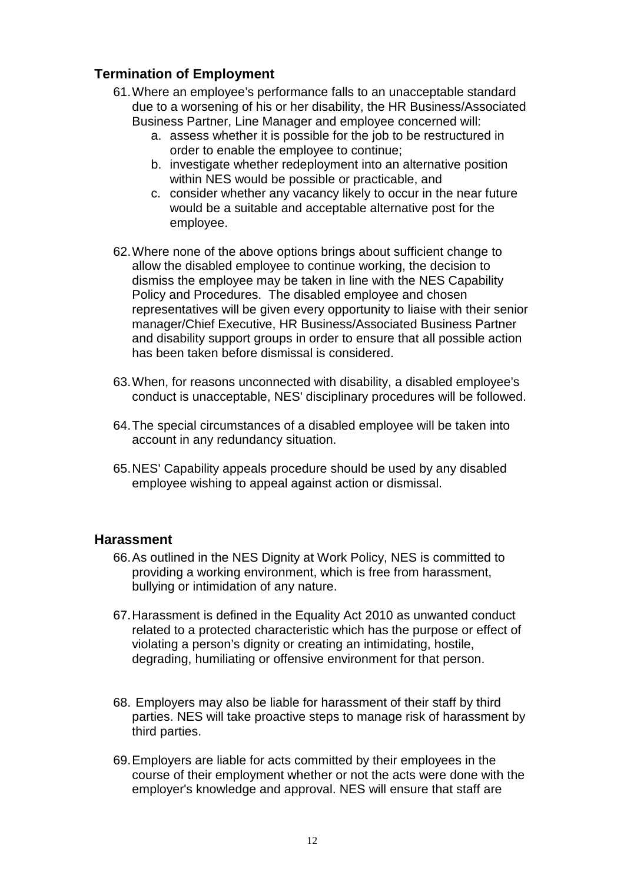## Termination of Employment

61. Where an employee's performance falls to an unacceptable standard due to a worsening of his or her disability, the HR Business/Associated Business Partner, Line Manager and employee concerned will:
    a. assess whether it is possible for the job to be restructured in order to enable the employee to continue;
    b. investigate whether redeployment into an alternative position within NES would be possible or practicable, and
    c. consider whether any vacancy likely to occur in the near future would be a suitable and acceptable alternative post for the employee.

62. Where none of the above options brings about sufficient change to allow the disabled employee to continue working, the decision to dismiss the employee may be taken in line with the NES Capability Policy and Procedures. The disabled employee and chosen representatives will be given every opportunity to liaise with their senior manager/Chief Executive, HR Business/Associated Business Partner and disability support groups in order to ensure that all possible action has been taken before dismissal is considered.

63. When, for reasons unconnected with disability, a disabled employee's conduct is unacceptable, NES' disciplinary procedures will be followed.

64. The special circumstances of a disabled employee will be taken into account in any redundancy situation.

65. NES' Capability appeals procedure should be used by any disabled employee wishing to appeal against action or dismissal.

## Harassment

66. As outlined in the NES Dignity at Work Policy, NES is committed to providing a working environment, which is free from harassment, bullying or intimidation of any nature.

67. Harassment is defined in the Equality Act 2010 as unwanted conduct related to a protected characteristic which has the purpose or effect of violating a person's dignity or creating an intimidating, hostile, degrading, humiliating or offensive environment for that person.

68. Employers may also be liable for harassment of their staff by third parties. NES will take proactive steps to manage risk of harassment by third parties.

69. Employers are liable for acts committed by their employees in the course of their employment whether or not the acts were done with the employer's knowledge and approval. NES will ensure that staff are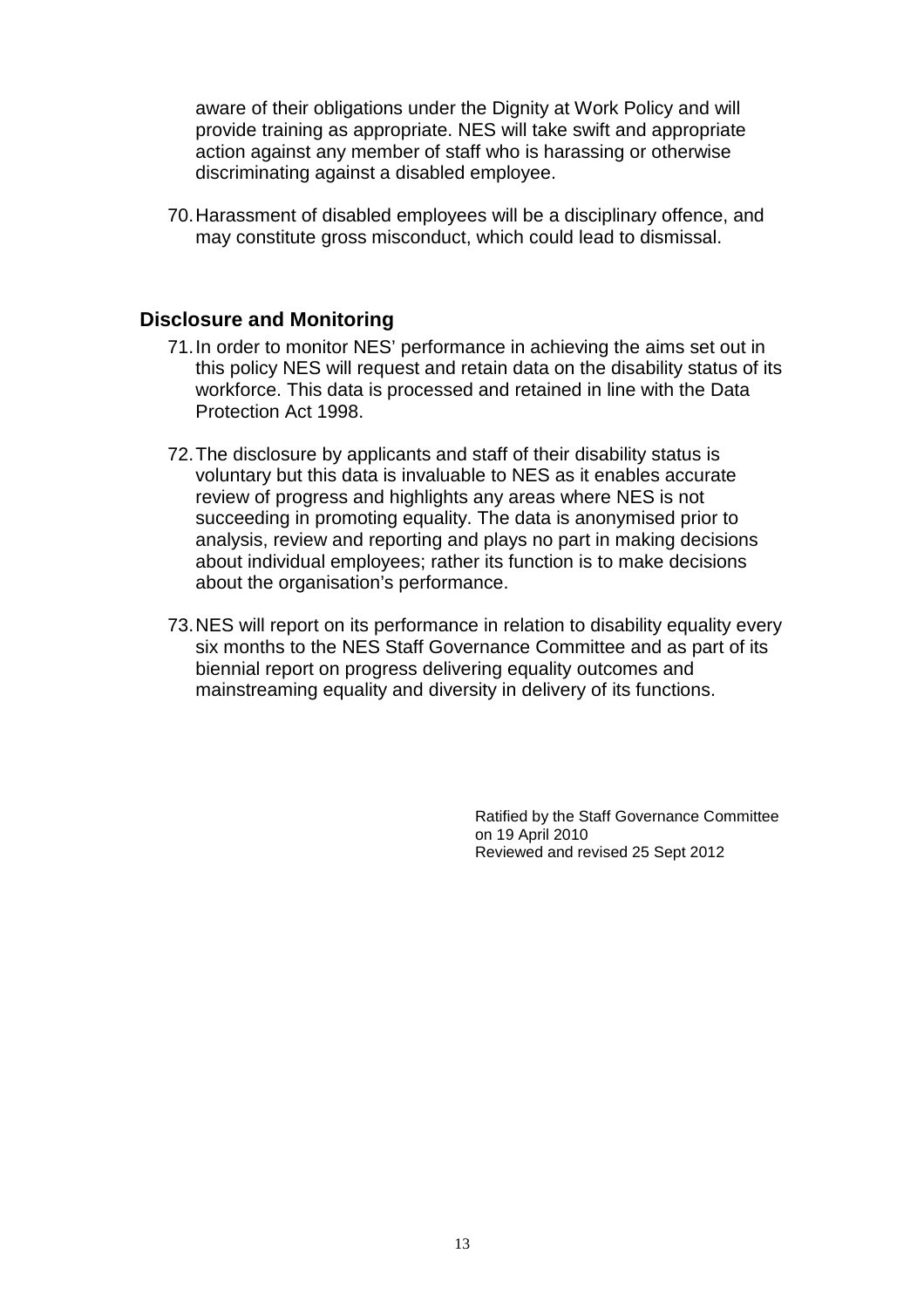aware of their obligations under the Dignity at Work Policy and will provide training as appropriate. NES will take swift and appropriate action against any member of staff who is harassing or otherwise discriminating against a disabled employee.

70. Harassment of disabled employees will be a disciplinary offence, and may constitute gross misconduct, which could lead to dismissal.

## Disclosure and Monitoring

71. In order to monitor NES' performance in achieving the aims set out in this policy NES will request and retain data on the disability status of its workforce. This data is processed and retained in line with the Data Protection Act 1998.

72. The disclosure by applicants and staff of their disability status is voluntary but this data is invaluable to NES as it enables accurate review of progress and highlights any areas where NES is not succeeding in promoting equality. The data is anonymised prior to analysis, review and reporting and plays no part in making decisions about individual employees; rather its function is to make decisions about the organisation's performance.

73. NES will report on its performance in relation to disability equality every six months to the NES Staff Governance Committee and as part of its biennial report on progress delivering equality outcomes and mainstreaming equality and diversity in delivery of its functions.

Ratified by the Staff Governance Committee on 19 April 2010
Reviewed and revised 25 Sept 2012